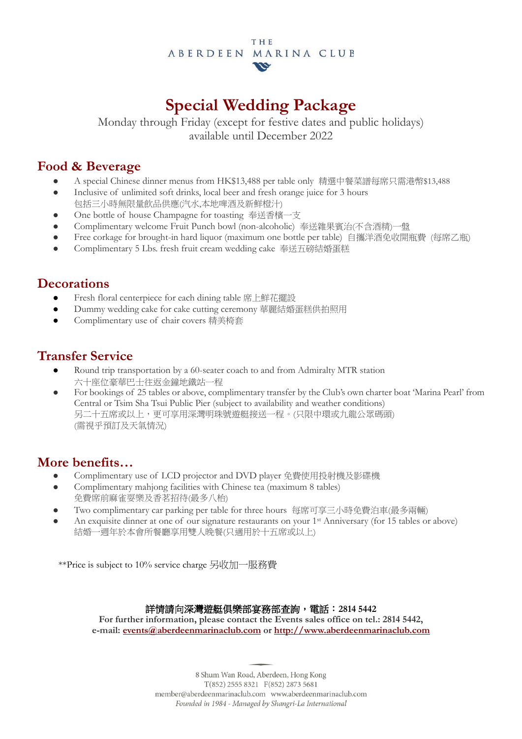THE
ABERDEEN MARINA CLUB

# Special Wedding Package

Monday through Friday (except for festive dates and public holidays)
available until December 2022

## Food & Beverage

- A special Chinese dinner menus from HK$13,488 per table only 精選中餐菜譜每席只需港幣$13,488
- Inclusive of unlimited soft drinks, local beer and fresh orange juice for 3 hours
  包括三小時無限量飲品供應(汽水,本地啤酒及新鮮橙汁)
- One bottle of house Champagne for toasting 奉送香檳一支
- Complimentary welcome Fruit Punch bowl (non-alcoholic) 奉送雜果賓治(不含酒精)一盤
- Free corkage for brought-in hard liquor (maximum one bottle per table) 自攜洋酒免收開瓶費 (每席乙瓶)
- Complimentary 5 Lbs. fresh fruit cream wedding cake 奉送五磅結婚蛋糕

## Decorations

- Fresh floral centerpiece for each dining table 席上鮮花擺設
- Dummy wedding cake for cake cutting ceremony 華麗結婚蛋糕供拍照用
- Complimentary use of chair covers 精美椅套

## Transfer Service

- Round trip transportation by a 60-seater coach to and from Admiralty MTR station
  六十座位豪華巴士往返金鐘地鐵站一程
- For bookings of 25 tables or above, complimentary transfer by the Club's own charter boat 'Marina Pearl' from Central or Tsim Sha Tsui Public Pier (subject to availability and weather conditions)
  另二十五席或以上，更可享用深灣明珠號遊艇接送一程。(只限中環或九龍公眾碼頭)
  (需視乎預訂及天氣情況)

## More benefits…

- Complimentary use of LCD projector and DVD player 免費使用投射機及影碟機
- Complimentary mahjong facilities with Chinese tea (maximum 8 tables)
  免費席前麻雀耍樂及香茗招待(最多八枱)
- Two complimentary car parking per table for three hours 每席可享三小時免費泊車(最多兩輛)
- An exquisite dinner at one of our signature restaurants on your 1st Anniversary (for 15 tables or above)
  結婚一週年於本會所餐廳享用雙人晚餐(只適用於十五席或以上)

**Price is subject to 10% service charge 另收加一服務費

**詳情請向深灣遊艇俱樂部宴務部查詢，電話：2814 5442**
**For further information, please contact the Events sales office on tel.: 2814 5442,**
**e-mail: events@aberdeenmarinaclub.com or http://www.aberdeenmarinaclub.com**

8 Shum Wan Road, Aberdeen, Hong Kong
T(852) 2555 8321 F(852) 2873 5681
member@aberdeenmarinaclub.com www.aberdeenmarinaclub.com
*Founded in 1984 - Managed by Shangri-La International*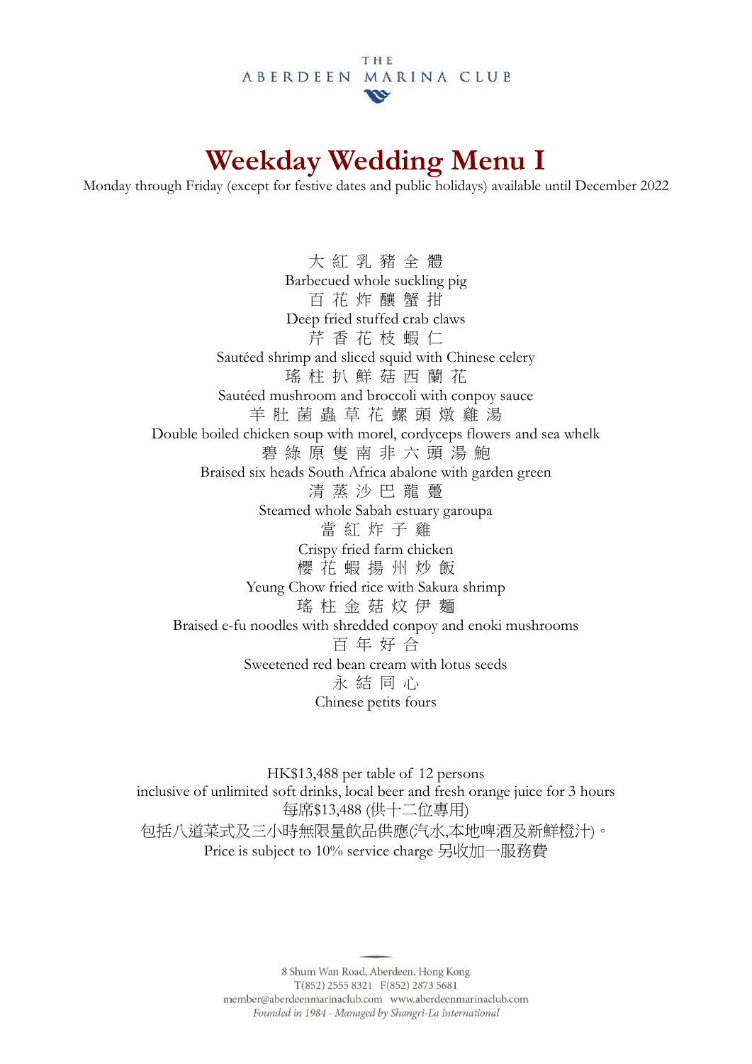THE ABERDEEN MARINA CLUB

# Weekday Wedding Menu I

Monday through Friday (except for festive dates and public holidays) available until December 2022

大 紅 乳 豬 全 體
Barbecued whole suckling pig

百 花 炸 釀 蟹 拑
Deep fried stuffed crab claws

芹 香 花 枝 蝦 仁
Sautéed shrimp and sliced squid with Chinese celery

瑤 柱 扒 鮮 菇 西 蘭 花
Sautéed mushroom and broccoli with conpoy sauce

羊 肚 菌 蟲 草 花 螺 頭 燉 雞 湯
Double boiled chicken soup with morel, cordyceps flowers and sea whelk

碧 綠 原 隻 南 非 六 頭 湯 鮑
Braised six heads South Africa abalone with garden green

清 蒸 沙 巴 龍 躉
Steamed whole Sabah estuary garoupa

當 紅 炸 子 雞
Crispy fried farm chicken

櫻 花 蝦 揚 州 炒 飯
Yeung Chow fried rice with Sakura shrimp

瑤 柱 金 菇 炆 伊 麵
Braised e-fu noodles with shredded conpoy and enoki mushrooms

百 年 好 合
Sweetened red bean cream with lotus seeds

永 結 同 心
Chinese petits fours

HK$13,488 per table of 12 persons
inclusive of unlimited soft drinks, local beer and fresh orange juice for 3 hours
每席$13,488 (供十二位專用)
包括八道菜式及三小時無限量飲品供應(汽水,本地啤酒及新鮮橙汁)。
Price is subject to 10% service charge 另收加一服務費

8 Shum Wan Road, Aberdeen, Hong Kong
T(852) 2555 8321 F(852) 2873 5681
member@aberdeenmarinaclub.com www.aberdeenmarinaclub.com
*Founded in 1984 - Managed by Shangri-La International*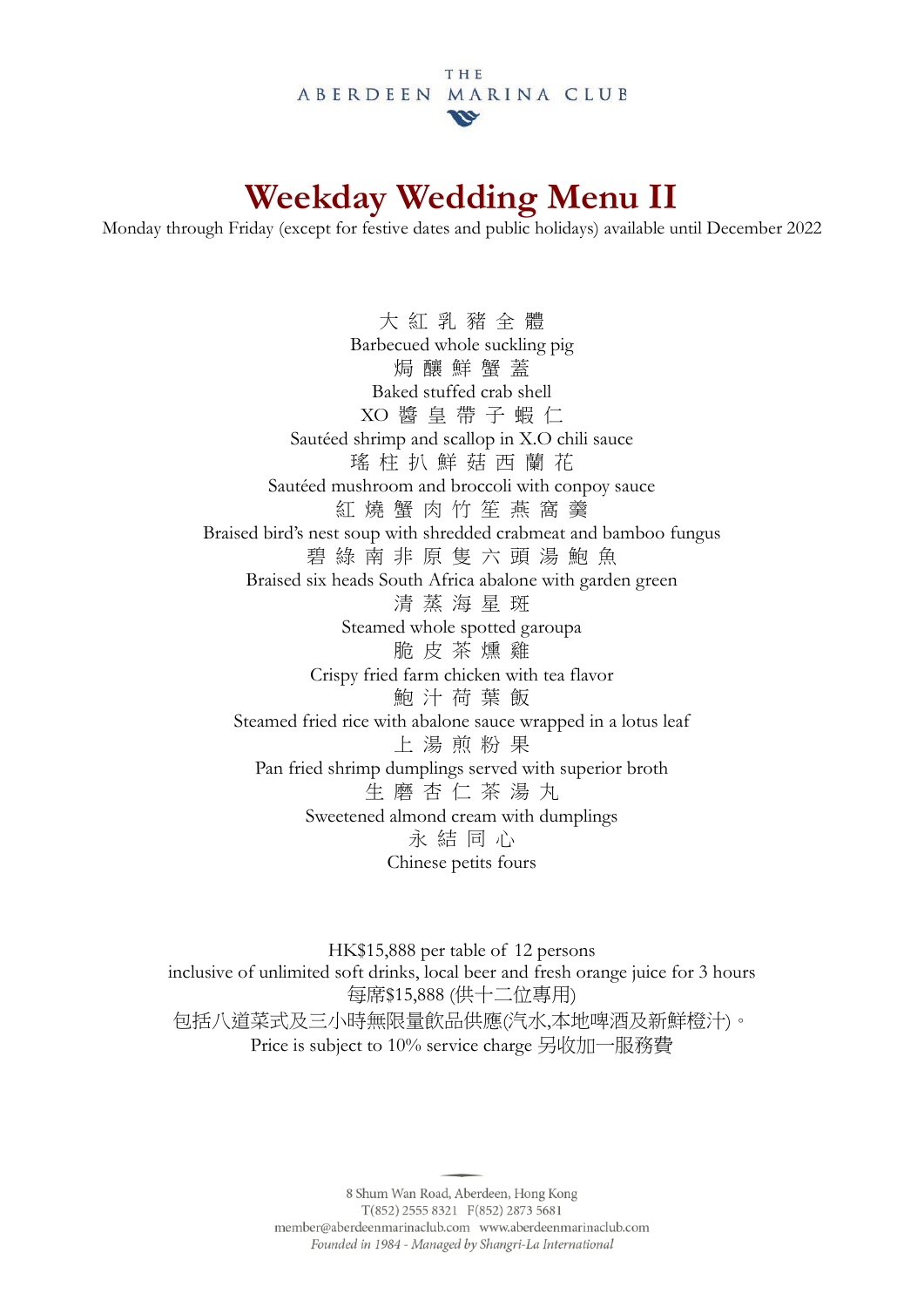THE ABERDEEN MARINA CLUB

# Weekday Wedding Menu II

Monday through Friday (except for festive dates and public holidays) available until December 2022

大 紅 乳 豬 全 體
Barbecued whole suckling pig

焗 釀 鮮 蟹 蓋
Baked stuffed crab shell

XO 醬 皇 帶 子 蝦 仁
Sautéed shrimp and scallop in X.O chili sauce

瑤 柱 扒 鮮 菇 西 蘭 花
Sautéed mushroom and broccoli with conpoy sauce

紅 燒 蟹 肉 竹 笙 燕 窩 羹
Braised bird's nest soup with shredded crabmeat and bamboo fungus

碧 綠 南 非 原 隻 六 頭 湯 鮑 魚
Braised six heads South Africa abalone with garden green

清 蒸 海 星 斑
Steamed whole spotted garoupa

脆 皮 茶 燻 雞
Crispy fried farm chicken with tea flavor

鮑 汁 荷 葉 飯
Steamed fried rice with abalone sauce wrapped in a lotus leaf

上 湯 煎 粉 果
Pan fried shrimp dumplings served with superior broth

生 磨 杏 仁 茶 湯 丸
Sweetened almond cream with dumplings

永 結 同 心
Chinese petits fours

HK$15,888 per table of 12 persons
inclusive of unlimited soft drinks, local beer and fresh orange juice for 3 hours
每席$15,888 (供十二位專用)
包括八道菜式及三小時無限量飲品供應(汽水,本地啤酒及新鮮橙汁)。
Price is subject to 10% service charge 另收加一服務費

8 Shum Wan Road, Aberdeen, Hong Kong
T(852) 2555 8321 F(852) 2873 5681
member@aberdeenmarinaclub.com www.aberdeenmarinaclub.com
*Founded in 1984 - Managed by Shangri-La International*